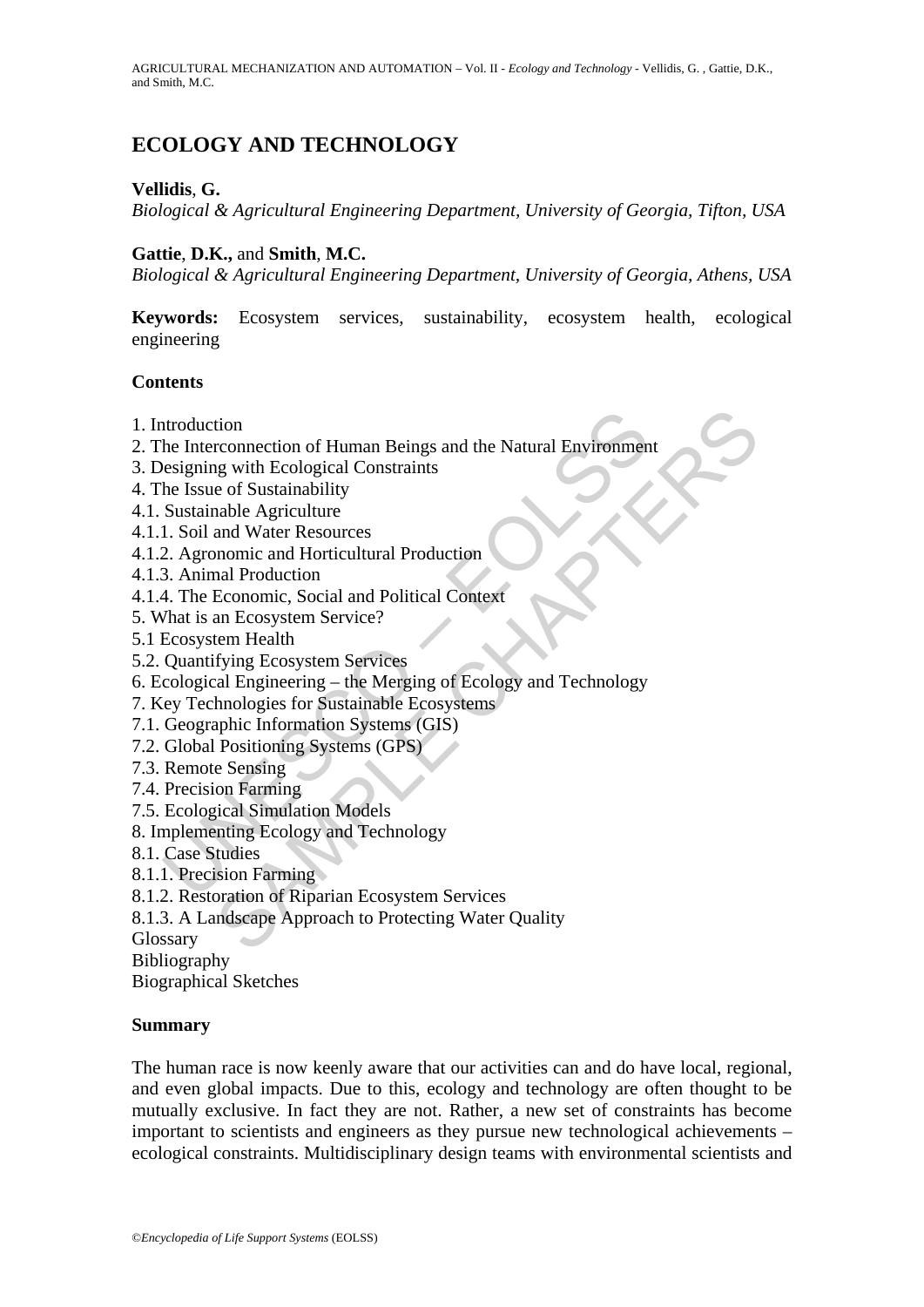# ECOLOGY AND TECHNOLOGY

**Vellidis**, **G.**

*Biological & Agricultural Engineering Department, University of Georgia, Tifton, USA*

**Gattie**, **D.K.,** and **Smith**, **M.C.**

*Biological & Agricultural Engineering Department, University of Georgia, Athens, USA*

**Keywords:** Ecosystem services, sustainability, ecosystem health, ecological engineering

**Contents**

1. Introduction
2. The Interconnection of Human Beings and the Natural Environment
3. Designing with Ecological Constraints
4. The Issue of Sustainability
4.1. Sustainable Agriculture
4.1.1. Soil and Water Resources
4.1.2. Agronomic and Horticultural Production
4.1.3. Animal Production
4.1.4. The Economic, Social and Political Context
5. What is an Ecosystem Service?
5.1 Ecosystem Health
5.2. Quantifying Ecosystem Services
6. Ecological Engineering – the Merging of Ecology and Technology
7. Key Technologies for Sustainable Ecosystems
7.1. Geographic Information Systems (GIS)
7.2. Global Positioning Systems (GPS)
7.3. Remote Sensing
7.4. Precision Farming
7.5. Ecological Simulation Models
8. Implementing Ecology and Technology
8.1. Case Studies
8.1.1. Precision Farming
8.1.2. Restoration of Riparian Ecosystem Services
8.1.3. A Landscape Approach to Protecting Water Quality

Glossary
Bibliography
Biographical Sketches

**Summary**

The human race is now keenly aware that our activities can and do have local, regional, and even global impacts. Due to this, ecology and technology are often thought to be mutually exclusive. In fact they are not. Rather, a new set of constraints has become important to scientists and engineers as they pursue new technological achievements – ecological constraints. Multidisciplinary design teams with environmental scientists and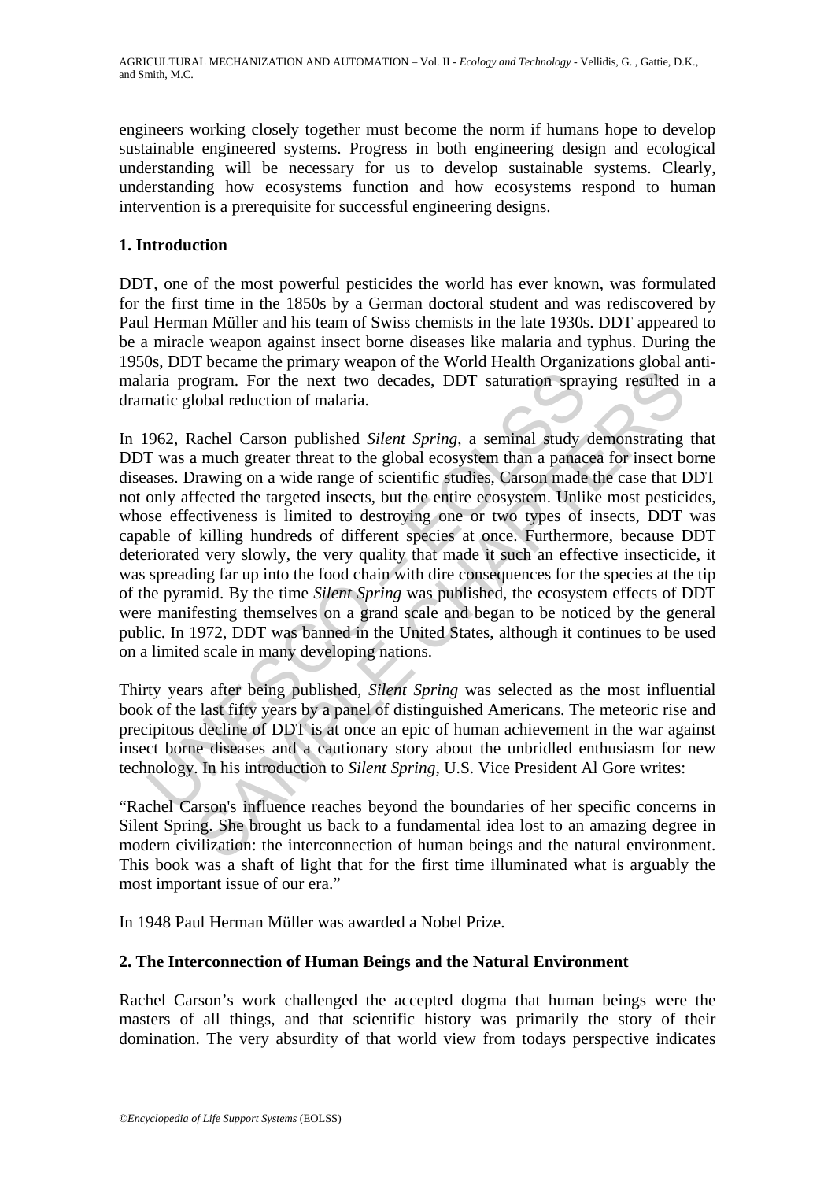engineers working closely together must become the norm if humans hope to develop sustainable engineered systems. Progress in both engineering design and ecological understanding will be necessary for us to develop sustainable systems. Clearly, understanding how ecosystems function and how ecosystems respond to human intervention is a prerequisite for successful engineering designs.

## 1. Introduction

DDT, one of the most powerful pesticides the world has ever known, was formulated for the first time in the 1850s by a German doctoral student and was rediscovered by Paul Herman Müller and his team of Swiss chemists in the late 1930s. DDT appeared to be a miracle weapon against insect borne diseases like malaria and typhus. During the 1950s, DDT became the primary weapon of the World Health Organizations global anti-malaria program. For the next two decades, DDT saturation spraying resulted in a dramatic global reduction of malaria.

In 1962, Rachel Carson published *Silent Spring*, a seminal study demonstrating that DDT was a much greater threat to the global ecosystem than a panacea for insect borne diseases. Drawing on a wide range of scientific studies, Carson made the case that DDT not only affected the targeted insects, but the entire ecosystem. Unlike most pesticides, whose effectiveness is limited to destroying one or two types of insects, DDT was capable of killing hundreds of different species at once. Furthermore, because DDT deteriorated very slowly, the very quality that made it such an effective insecticide, it was spreading far up into the food chain with dire consequences for the species at the tip of the pyramid. By the time *Silent Spring* was published, the ecosystem effects of DDT were manifesting themselves on a grand scale and began to be noticed by the general public. In 1972, DDT was banned in the United States, although it continues to be used on a limited scale in many developing nations.

Thirty years after being published, *Silent Spring* was selected as the most influential book of the last fifty years by a panel of distinguished Americans. The meteoric rise and precipitous decline of DDT is at once an epic of human achievement in the war against insect borne diseases and a cautionary story about the unbridled enthusiasm for new technology. In his introduction to *Silent Spring*, U.S. Vice President Al Gore writes:

"Rachel Carson's influence reaches beyond the boundaries of her specific concerns in Silent Spring. She brought us back to a fundamental idea lost to an amazing degree in modern civilization: the interconnection of human beings and the natural environment. This book was a shaft of light that for the first time illuminated what is arguably the most important issue of our era."

In 1948 Paul Herman Müller was awarded a Nobel Prize.

## 2. The Interconnection of Human Beings and the Natural Environment

Rachel Carson's work challenged the accepted dogma that human beings were the masters of all things, and that scientific history was primarily the story of their domination. The very absurdity of that world view from todays perspective indicates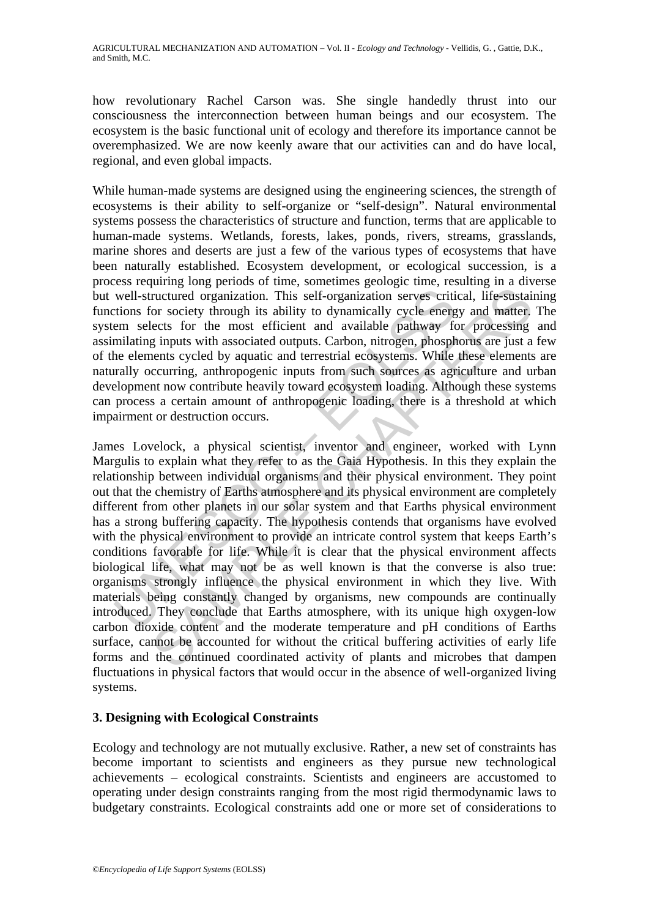how revolutionary Rachel Carson was. She single handedly thrust into our consciousness the interconnection between human beings and our ecosystem. The ecosystem is the basic functional unit of ecology and therefore its importance cannot be overemphasized. We are now keenly aware that our activities can and do have local, regional, and even global impacts.

While human-made systems are designed using the engineering sciences, the strength of ecosystems is their ability to self-organize or "self-design". Natural environmental systems possess the characteristics of structure and function, terms that are applicable to human-made systems. Wetlands, forests, lakes, ponds, rivers, streams, grasslands, marine shores and deserts are just a few of the various types of ecosystems that have been naturally established. Ecosystem development, or ecological succession, is a process requiring long periods of time, sometimes geologic time, resulting in a diverse but well-structured organization. This self-organization serves critical, life-sustaining functions for society through its ability to dynamically cycle energy and matter. The system selects for the most efficient and available pathway for processing and assimilating inputs with associated outputs. Carbon, nitrogen, phosphorus are just a few of the elements cycled by aquatic and terrestrial ecosystems. While these elements are naturally occurring, anthropogenic inputs from such sources as agriculture and urban development now contribute heavily toward ecosystem loading. Although these systems can process a certain amount of anthropogenic loading, there is a threshold at which impairment or destruction occurs.

James Lovelock, a physical scientist, inventor and engineer, worked with Lynn Margulis to explain what they refer to as the Gaia Hypothesis. In this they explain the relationship between individual organisms and their physical environment. They point out that the chemistry of Earths atmosphere and its physical environment are completely different from other planets in our solar system and that Earths physical environment has a strong buffering capacity. The hypothesis contends that organisms have evolved with the physical environment to provide an intricate control system that keeps Earth's conditions favorable for life. While it is clear that the physical environment affects biological life, what may not be as well known is that the converse is also true: organisms strongly influence the physical environment in which they live. With materials being constantly changed by organisms, new compounds are continually introduced. They conclude that Earths atmosphere, with its unique high oxygen-low carbon dioxide content and the moderate temperature and pH conditions of Earths surface, cannot be accounted for without the critical buffering activities of early life forms and the continued coordinated activity of plants and microbes that dampen fluctuations in physical factors that would occur in the absence of well-organized living systems.

## 3. Designing with Ecological Constraints

Ecology and technology are not mutually exclusive. Rather, a new set of constraints has become important to scientists and engineers as they pursue new technological achievements – ecological constraints. Scientists and engineers are accustomed to operating under design constraints ranging from the most rigid thermodynamic laws to budgetary constraints. Ecological constraints add one or more set of considerations to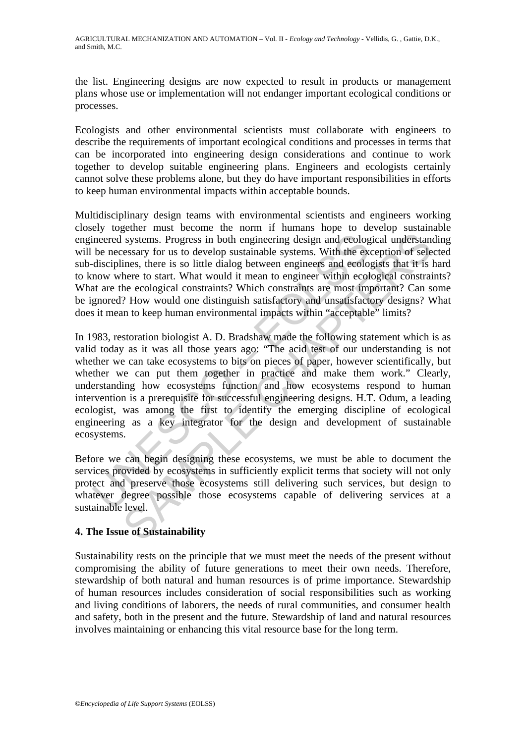the list. Engineering designs are now expected to result in products or management plans whose use or implementation will not endanger important ecological conditions or processes.

Ecologists and other environmental scientists must collaborate with engineers to describe the requirements of important ecological conditions and processes in terms that can be incorporated into engineering design considerations and continue to work together to develop suitable engineering plans. Engineers and ecologists certainly cannot solve these problems alone, but they do have important responsibilities in efforts to keep human environmental impacts within acceptable bounds.

Multidisciplinary design teams with environmental scientists and engineers working closely together must become the norm if humans hope to develop sustainable engineered systems. Progress in both engineering design and ecological understanding will be necessary for us to develop sustainable systems. With the exception of selected sub-disciplines, there is so little dialog between engineers and ecologists that it is hard to know where to start. What would it mean to engineer within ecological constraints? What are the ecological constraints? Which constraints are most important? Can some be ignored? How would one distinguish satisfactory and unsatisfactory designs? What does it mean to keep human environmental impacts within "acceptable" limits?

In 1983, restoration biologist A. D. Bradshaw made the following statement which is as valid today as it was all those years ago: "The acid test of our understanding is not whether we can take ecosystems to bits on pieces of paper, however scientifically, but whether we can put them together in practice and make them work." Clearly, understanding how ecosystems function and how ecosystems respond to human intervention is a prerequisite for successful engineering designs. H.T. Odum, a leading ecologist, was among the first to identify the emerging discipline of ecological engineering as a key integrator for the design and development of sustainable ecosystems.

Before we can begin designing these ecosystems, we must be able to document the services provided by ecosystems in sufficiently explicit terms that society will not only protect and preserve those ecosystems still delivering such services, but design to whatever degree possible those ecosystems capable of delivering services at a sustainable level.

## 4. The Issue of Sustainability

Sustainability rests on the principle that we must meet the needs of the present without compromising the ability of future generations to meet their own needs. Therefore, stewardship of both natural and human resources is of prime importance. Stewardship of human resources includes consideration of social responsibilities such as working and living conditions of laborers, the needs of rural communities, and consumer health and safety, both in the present and the future. Stewardship of land and natural resources involves maintaining or enhancing this vital resource base for the long term.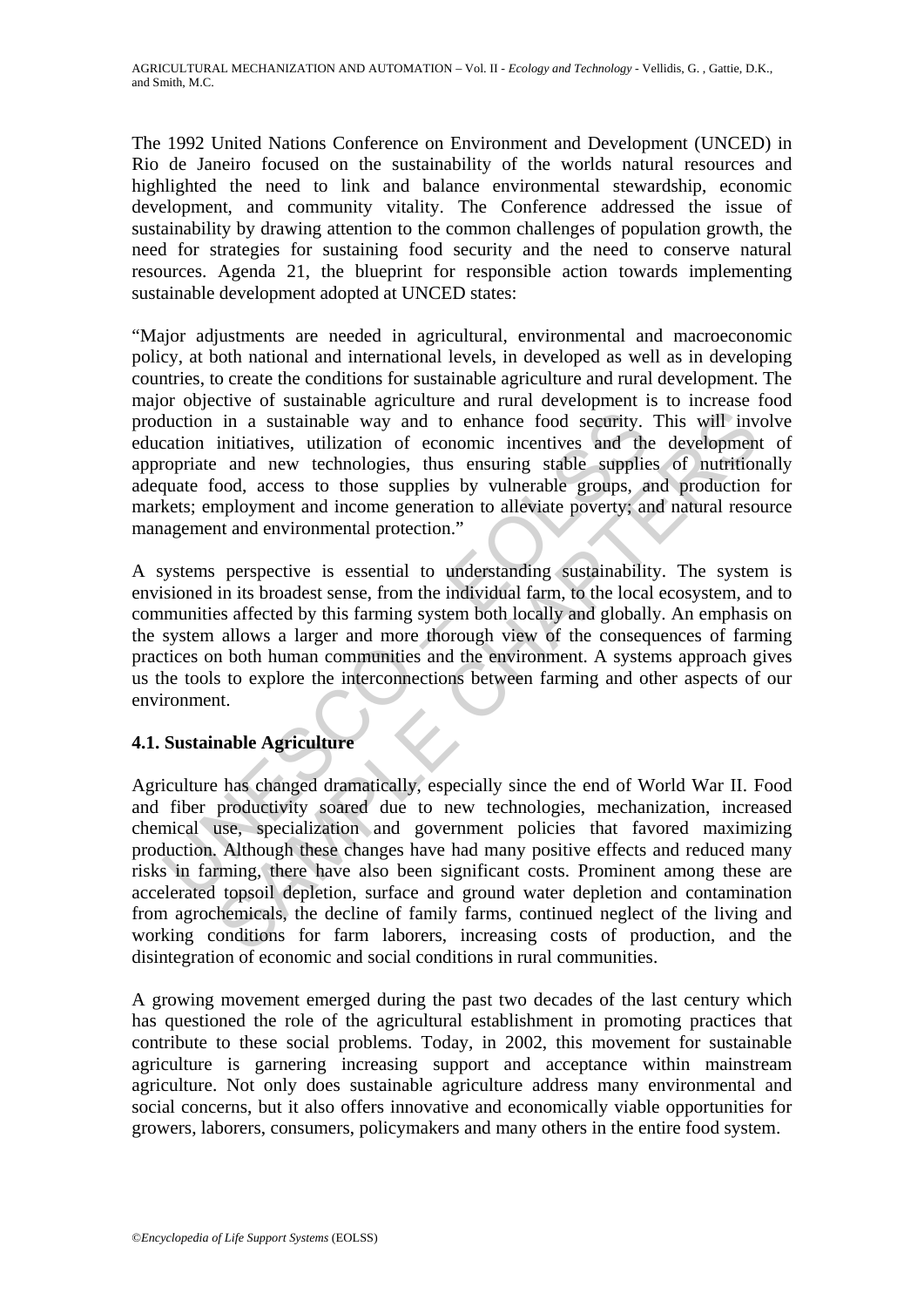The 1992 United Nations Conference on Environment and Development (UNCED) in Rio de Janeiro focused on the sustainability of the worlds natural resources and highlighted the need to link and balance environmental stewardship, economic development, and community vitality. The Conference addressed the issue of sustainability by drawing attention to the common challenges of population growth, the need for strategies for sustaining food security and the need to conserve natural resources. Agenda 21, the blueprint for responsible action towards implementing sustainable development adopted at UNCED states:

"Major adjustments are needed in agricultural, environmental and macroeconomic policy, at both national and international levels, in developed as well as in developing countries, to create the conditions for sustainable agriculture and rural development. The major objective of sustainable agriculture and rural development is to increase food production in a sustainable way and to enhance food security. This will involve education initiatives, utilization of economic incentives and the development of appropriate and new technologies, thus ensuring stable supplies of nutritionally adequate food, access to those supplies by vulnerable groups, and production for markets; employment and income generation to alleviate poverty; and natural resource management and environmental protection."

A systems perspective is essential to understanding sustainability. The system is envisioned in its broadest sense, from the individual farm, to the local ecosystem, and to communities affected by this farming system both locally and globally. An emphasis on the system allows a larger and more thorough view of the consequences of farming practices on both human communities and the environment. A systems approach gives us the tools to explore the interconnections between farming and other aspects of our environment.

### 4.1. Sustainable Agriculture

Agriculture has changed dramatically, especially since the end of World War II. Food and fiber productivity soared due to new technologies, mechanization, increased chemical use, specialization and government policies that favored maximizing production. Although these changes have had many positive effects and reduced many risks in farming, there have also been significant costs. Prominent among these are accelerated topsoil depletion, surface and ground water depletion and contamination from agrochemicals, the decline of family farms, continued neglect of the living and working conditions for farm laborers, increasing costs of production, and the disintegration of economic and social conditions in rural communities.

A growing movement emerged during the past two decades of the last century which has questioned the role of the agricultural establishment in promoting practices that contribute to these social problems. Today, in 2002, this movement for sustainable agriculture is garnering increasing support and acceptance within mainstream agriculture. Not only does sustainable agriculture address many environmental and social concerns, but it also offers innovative and economically viable opportunities for growers, laborers, consumers, policymakers and many others in the entire food system.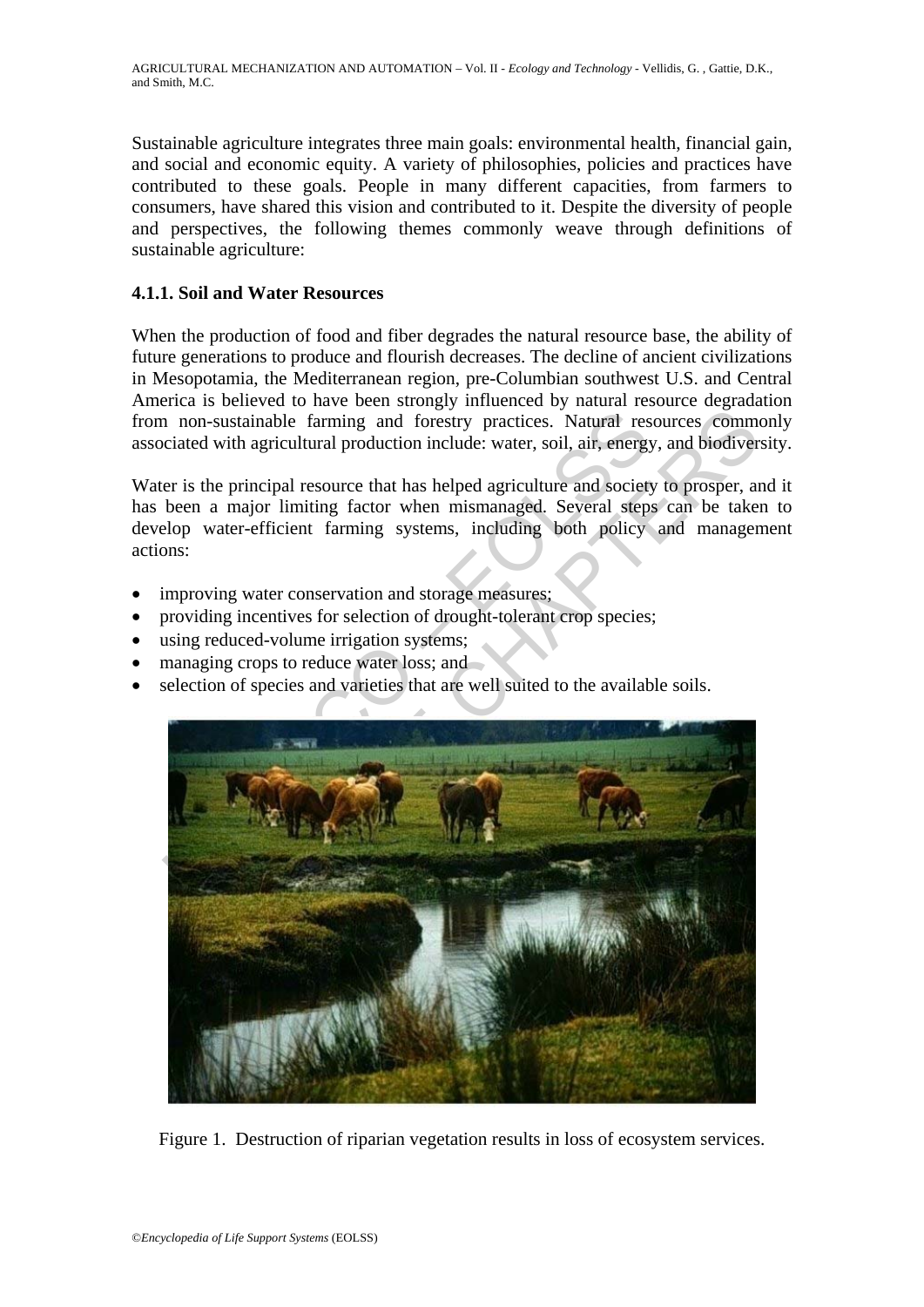Sustainable agriculture integrates three main goals: environmental health, financial gain, and social and economic equity. A variety of philosophies, policies and practices have contributed to these goals. People in many different capacities, from farmers to consumers, have shared this vision and contributed to it. Despite the diversity of people and perspectives, the following themes commonly weave through definitions of sustainable agriculture:

### 4.1.1. Soil and Water Resources

When the production of food and fiber degrades the natural resource base, the ability of future generations to produce and flourish decreases. The decline of ancient civilizations in Mesopotamia, the Mediterranean region, pre-Columbian southwest U.S. and Central America is believed to have been strongly influenced by natural resource degradation from non-sustainable farming and forestry practices. Natural resources commonly associated with agricultural production include: water, soil, air, energy, and biodiversity.

Water is the principal resource that has helped agriculture and society to prosper, and it has been a major limiting factor when mismanaged. Several steps can be taken to develop water-efficient farming systems, including both policy and management actions:

- improving water conservation and storage measures;
- providing incentives for selection of drought-tolerant crop species;
- using reduced-volume irrigation systems;
- managing crops to reduce water loss; and
- selection of species and varieties that are well suited to the available soils.

Figure 1. Destruction of riparian vegetation results in loss of ecosystem services.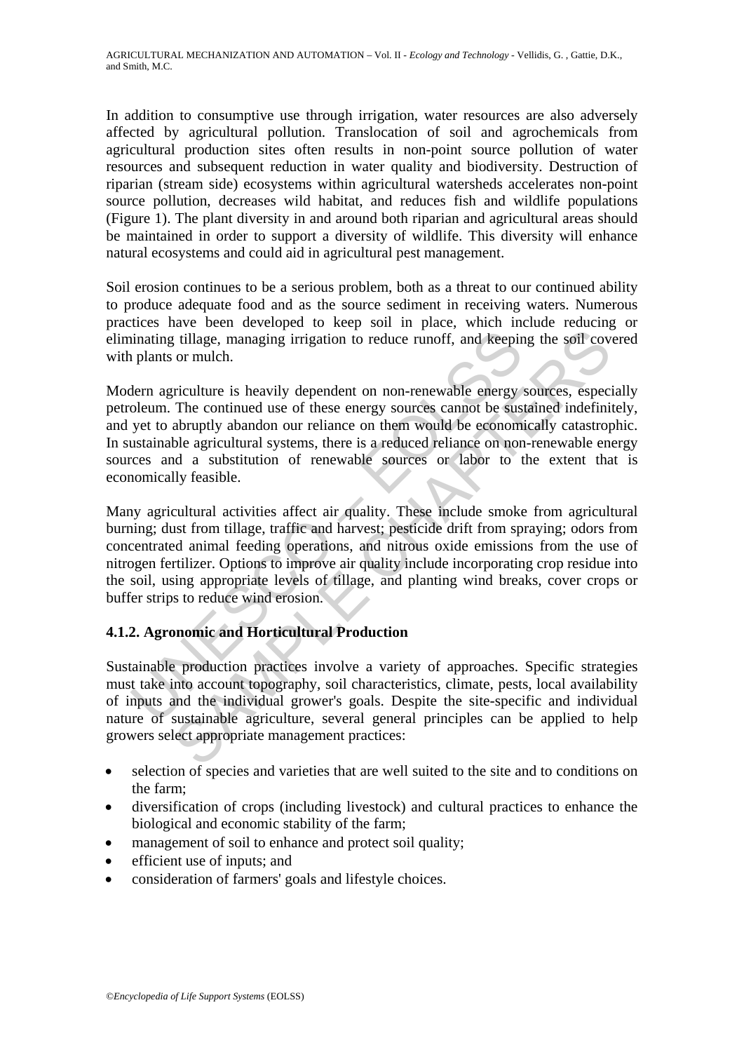In addition to consumptive use through irrigation, water resources are also adversely affected by agricultural pollution. Translocation of soil and agrochemicals from agricultural production sites often results in non-point source pollution of water resources and subsequent reduction in water quality and biodiversity. Destruction of riparian (stream side) ecosystems within agricultural watersheds accelerates non-point source pollution, decreases wild habitat, and reduces fish and wildlife populations (Figure 1). The plant diversity in and around both riparian and agricultural areas should be maintained in order to support a diversity of wildlife. This diversity will enhance natural ecosystems and could aid in agricultural pest management.

Soil erosion continues to be a serious problem, both as a threat to our continued ability to produce adequate food and as the source sediment in receiving waters. Numerous practices have been developed to keep soil in place, which include reducing or eliminating tillage, managing irrigation to reduce runoff, and keeping the soil covered with plants or mulch.

Modern agriculture is heavily dependent on non-renewable energy sources, especially petroleum. The continued use of these energy sources cannot be sustained indefinitely, and yet to abruptly abandon our reliance on them would be economically catastrophic. In sustainable agricultural systems, there is a reduced reliance on non-renewable energy sources and a substitution of renewable sources or labor to the extent that is economically feasible.

Many agricultural activities affect air quality. These include smoke from agricultural burning; dust from tillage, traffic and harvest; pesticide drift from spraying; odors from concentrated animal feeding operations, and nitrous oxide emissions from the use of nitrogen fertilizer. Options to improve air quality include incorporating crop residue into the soil, using appropriate levels of tillage, and planting wind breaks, cover crops or buffer strips to reduce wind erosion.

### 4.1.2. Agronomic and Horticultural Production

Sustainable production practices involve a variety of approaches. Specific strategies must take into account topography, soil characteristics, climate, pests, local availability of inputs and the individual grower's goals. Despite the site-specific and individual nature of sustainable agriculture, several general principles can be applied to help growers select appropriate management practices:

- selection of species and varieties that are well suited to the site and to conditions on the farm;
- diversification of crops (including livestock) and cultural practices to enhance the biological and economic stability of the farm;
- management of soil to enhance and protect soil quality;
- efficient use of inputs; and
- consideration of farmers' goals and lifestyle choices.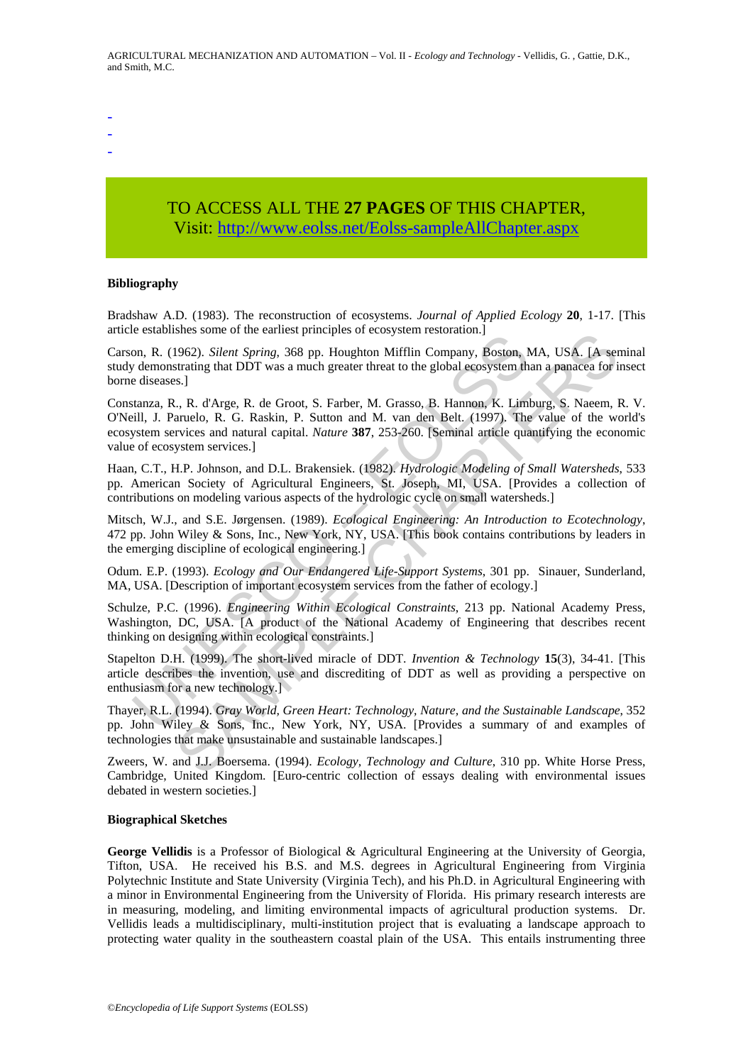-
-
-

TO ACCESS ALL THE **27 PAGES** OF THIS CHAPTER,
Visit: http://www.eolss.net/Eolss-sampleAllChapter.aspx

**Bibliography**

Bradshaw A.D. (1983). The reconstruction of ecosystems. *Journal of Applied Ecology* **20**, 1-17. [This article establishes some of the earliest principles of ecosystem restoration.]

Carson, R. (1962). *Silent Spring*, 368 pp. Houghton Mifflin Company, Boston, MA, USA. [A seminal study demonstrating that DDT was a much greater threat to the global ecosystem than a panacea for insect borne diseases.]

Constanza, R., R. d'Arge, R. de Groot, S. Farber, M. Grasso, B. Hannon, K. Limburg, S. Naeem, R. V. O'Neill, J. Paruelo, R. G. Raskin, P. Sutton and M. van den Belt. (1997). The value of the world's ecosystem services and natural capital. *Nature* **387**, 253-260. [Seminal article quantifying the economic value of ecosystem services.]

Haan, C.T., H.P. Johnson, and D.L. Brakensiek. (1982). *Hydrologic Modeling of Small Watersheds*, 533 pp. American Society of Agricultural Engineers, St. Joseph, MI, USA. [Provides a collection of contributions on modeling various aspects of the hydrologic cycle on small watersheds.]

Mitsch, W.J., and S.E. Jørgensen. (1989). *Ecological Engineering: An Introduction to Ecotechnology*, 472 pp. John Wiley & Sons, Inc., New York, NY, USA. [This book contains contributions by leaders in the emerging discipline of ecological engineering.]

Odum. E.P. (1993). *Ecology and Our Endangered Life-Support Systems*, 301 pp. Sinauer, Sunderland, MA, USA. [Description of important ecosystem services from the father of ecology.]

Schulze, P.C. (1996). *Engineering Within Ecological Constraints*, 213 pp. National Academy Press, Washington, DC, USA. [A product of the National Academy of Engineering that describes recent thinking on designing within ecological constraints.]

Stapelton D.H. (1999). The short-lived miracle of DDT. *Invention & Technology* **15**(3), 34-41. [This article describes the invention, use and discrediting of DDT as well as providing a perspective on enthusiasm for a new technology.]

Thayer, R.L. (1994). *Gray World, Green Heart: Technology, Nature, and the Sustainable Landscape*, 352 pp. John Wiley & Sons, Inc., New York, NY, USA. [Provides a summary of and examples of technologies that make unsustainable and sustainable landscapes.]

Zweers, W. and J.J. Boersema. (1994). *Ecology, Technology and Culture*, 310 pp. White Horse Press, Cambridge, United Kingdom. [Euro-centric collection of essays dealing with environmental issues debated in western societies.]

**Biographical Sketches**

**George Vellidis** is a Professor of Biological & Agricultural Engineering at the University of Georgia, Tifton, USA. He received his B.S. and M.S. degrees in Agricultural Engineering from Virginia Polytechnic Institute and State University (Virginia Tech), and his Ph.D. in Agricultural Engineering with a minor in Environmental Engineering from the University of Florida. His primary research interests are in measuring, modeling, and limiting environmental impacts of agricultural production systems. Dr. Vellidis leads a multidisciplinary, multi-institution project that is evaluating a landscape approach to protecting water quality in the southeastern coastal plain of the USA. This entails instrumenting three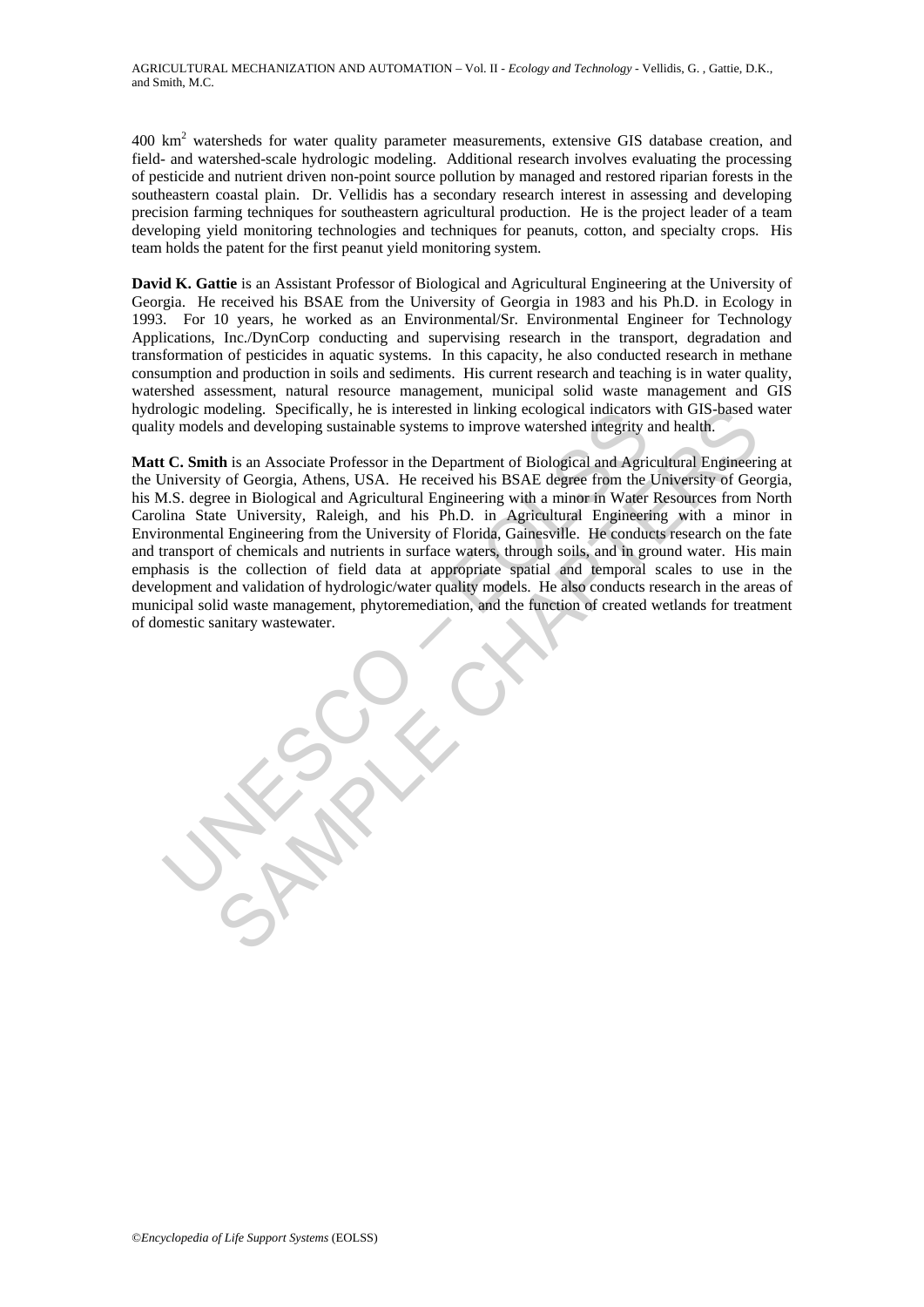400 $km^2$ watersheds for water quality parameter measurements, extensive GIS database creation, and field- and watershed-scale hydrologic modeling. Additional research involves evaluating the processing of pesticide and nutrient driven non-point source pollution by managed and restored riparian forests in the southeastern coastal plain. Dr. Vellidis has a secondary research interest in assessing and developing precision farming techniques for southeastern agricultural production. He is the project leader of a team developing yield monitoring technologies and techniques for peanuts, cotton, and specialty crops. His team holds the patent for the first peanut yield monitoring system.

**David K. Gattie** is an Assistant Professor of Biological and Agricultural Engineering at the University of Georgia. He received his BSAE from the University of Georgia in 1983 and his Ph.D. in Ecology in 1993. For 10 years, he worked as an Environmental/Sr. Environmental Engineer for Technology Applications, Inc./DynCorp conducting and supervising research in the transport, degradation and transformation of pesticides in aquatic systems. In this capacity, he also conducted research in methane consumption and production in soils and sediments. His current research and teaching is in water quality, watershed assessment, natural resource management, municipal solid waste management and GIS hydrologic modeling. Specifically, he is interested in linking ecological indicators with GIS-based water quality models and developing sustainable systems to improve watershed integrity and health.

**Matt C. Smith** is an Associate Professor in the Department of Biological and Agricultural Engineering at the University of Georgia, Athens, USA. He received his BSAE degree from the University of Georgia, his M.S. degree in Biological and Agricultural Engineering with a minor in Water Resources from North Carolina State University, Raleigh, and his Ph.D. in Agricultural Engineering with a minor in Environmental Engineering from the University of Florida, Gainesville. He conducts research on the fate and transport of chemicals and nutrients in surface waters, through soils, and in ground water. His main emphasis is the collection of field data at appropriate spatial and temporal scales to use in the development and validation of hydrologic/water quality models. He also conducts research in the areas of municipal solid waste management, phytoremediation, and the function of created wetlands for treatment of domestic sanitary wastewater.